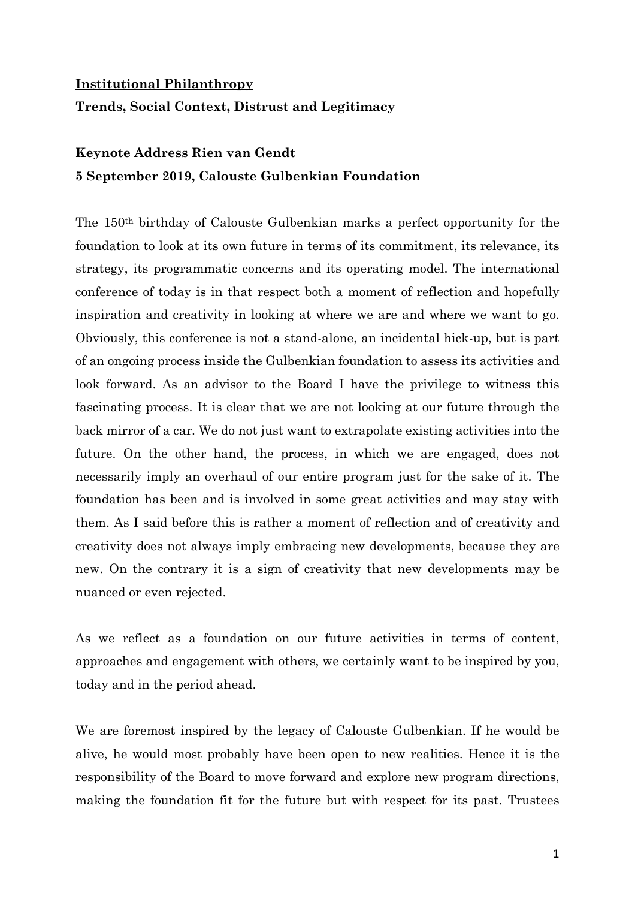**<u>Institutional Philanthropy</u>**

**<u>Trends, Social Context, Distrust and Legitimacy</u>**

**Keynote Address Rien van Gendt**

**5 September 2019, Calouste Gulbenkian Foundation**

The 150th birthday of Calouste Gulbenkian marks a perfect opportunity for the foundation to look at its own future in terms of its commitment, its relevance, its strategy, its programmatic concerns and its operating model. The international conference of today is in that respect both a moment of reflection and hopefully inspiration and creativity in looking at where we are and where we want to go. Obviously, this conference is not a stand-alone, an incidental hick-up, but is part of an ongoing process inside the Gulbenkian foundation to assess its activities and look forward. As an advisor to the Board I have the privilege to witness this fascinating process. It is clear that we are not looking at our future through the back mirror of a car. We do not just want to extrapolate existing activities into the future. On the other hand, the process, in which we are engaged, does not necessarily imply an overhaul of our entire program just for the sake of it. The foundation has been and is involved in some great activities and may stay with them. As I said before this is rather a moment of reflection and of creativity and creativity does not always imply embracing new developments, because they are new. On the contrary it is a sign of creativity that new developments may be nuanced or even rejected.

As we reflect as a foundation on our future activities in terms of content, approaches and engagement with others, we certainly want to be inspired by you, today and in the period ahead.

We are foremost inspired by the legacy of Calouste Gulbenkian. If he would be alive, he would most probably have been open to new realities. Hence it is the responsibility of the Board to move forward and explore new program directions, making the foundation fit for the future but with respect for its past. Trustees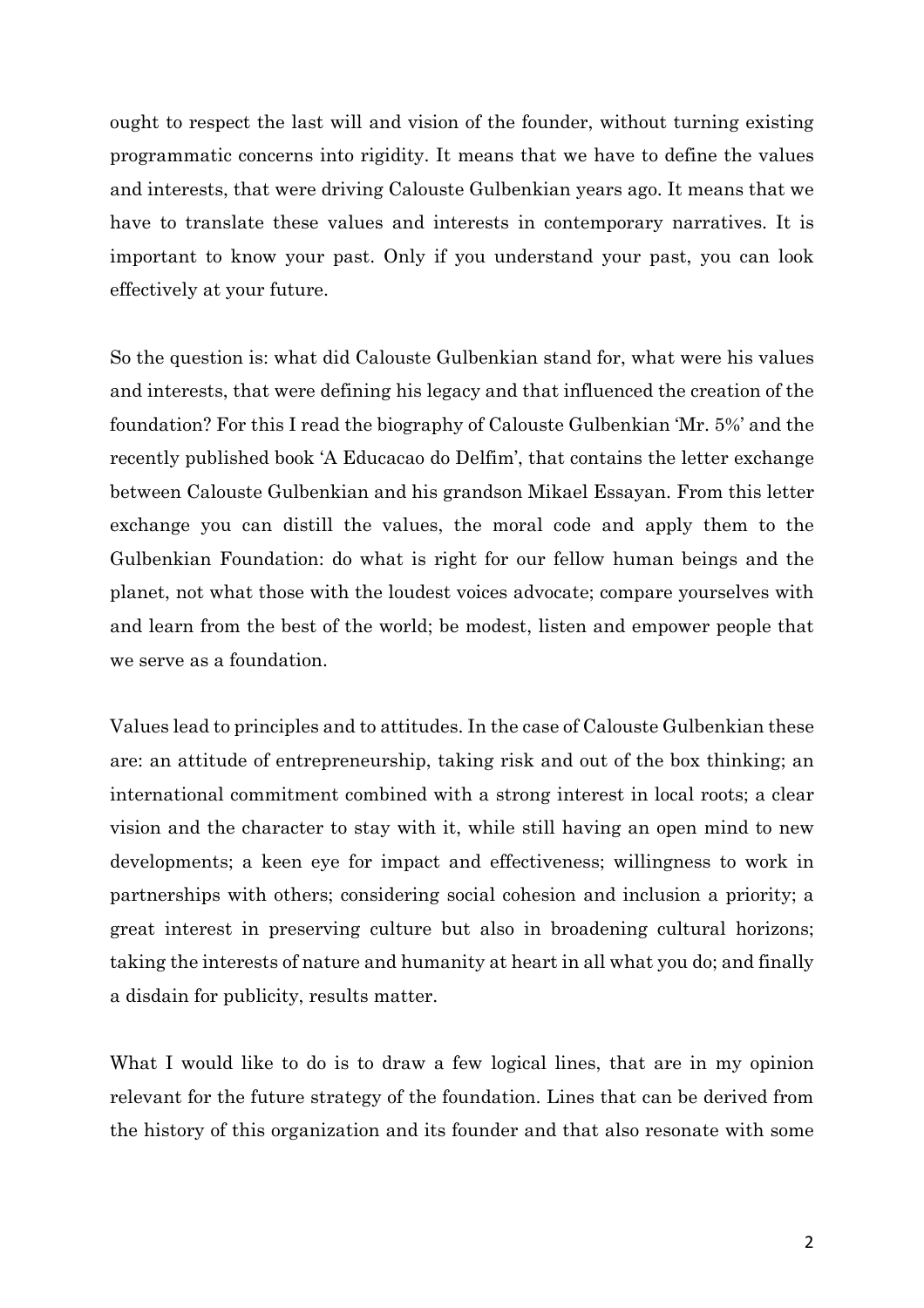ought to respect the last will and vision of the founder, without turning existing programmatic concerns into rigidity. It means that we have to define the values and interests, that were driving Calouste Gulbenkian years ago. It means that we have to translate these values and interests in contemporary narratives. It is important to know your past. Only if you understand your past, you can look effectively at your future.

So the question is: what did Calouste Gulbenkian stand for, what were his values and interests, that were defining his legacy and that influenced the creation of the foundation? For this I read the biography of Calouste Gulbenkian 'Mr. 5%' and the recently published book 'A Educacao do Delfim', that contains the letter exchange between Calouste Gulbenkian and his grandson Mikael Essayan. From this letter exchange you can distill the values, the moral code and apply them to the Gulbenkian Foundation: do what is right for our fellow human beings and the planet, not what those with the loudest voices advocate; compare yourselves with and learn from the best of the world; be modest, listen and empower people that we serve as a foundation.

Values lead to principles and to attitudes. In the case of Calouste Gulbenkian these are: an attitude of entrepreneurship, taking risk and out of the box thinking; an international commitment combined with a strong interest in local roots; a clear vision and the character to stay with it, while still having an open mind to new developments; a keen eye for impact and effectiveness; willingness to work in partnerships with others; considering social cohesion and inclusion a priority; a great interest in preserving culture but also in broadening cultural horizons; taking the interests of nature and humanity at heart in all what you do; and finally a disdain for publicity, results matter.

What I would like to do is to draw a few logical lines, that are in my opinion relevant for the future strategy of the foundation. Lines that can be derived from the history of this organization and its founder and that also resonate with some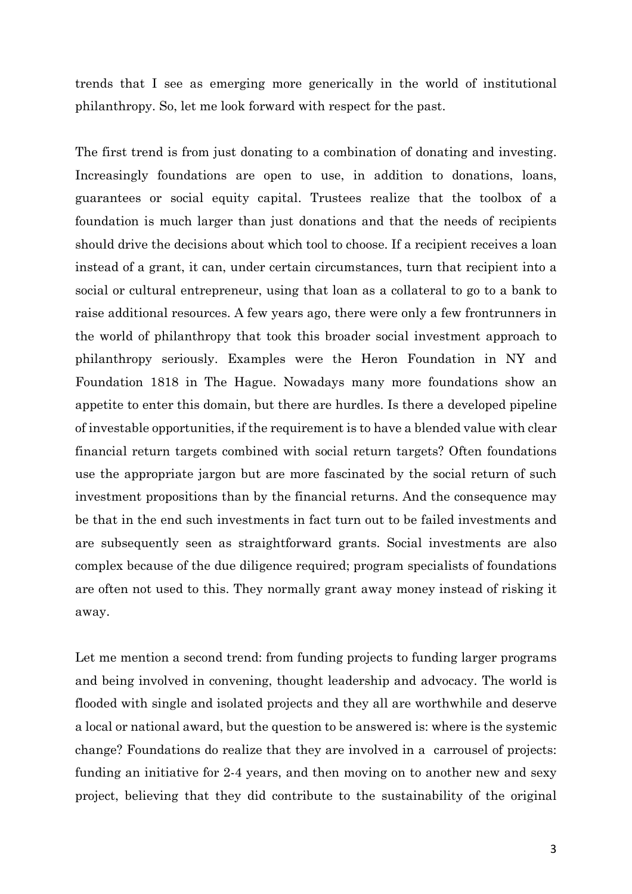trends that I see as emerging more generically in the world of institutional philanthropy. So, let me look forward with respect for the past.

The first trend is from just donating to a combination of donating and investing. Increasingly foundations are open to use, in addition to donations, loans, guarantees or social equity capital. Trustees realize that the toolbox of a foundation is much larger than just donations and that the needs of recipients should drive the decisions about which tool to choose. If a recipient receives a loan instead of a grant, it can, under certain circumstances, turn that recipient into a social or cultural entrepreneur, using that loan as a collateral to go to a bank to raise additional resources. A few years ago, there were only a few frontrunners in the world of philanthropy that took this broader social investment approach to philanthropy seriously. Examples were the Heron Foundation in NY and Foundation 1818 in The Hague. Nowadays many more foundations show an appetite to enter this domain, but there are hurdles. Is there a developed pipeline of investable opportunities, if the requirement is to have a blended value with clear financial return targets combined with social return targets? Often foundations use the appropriate jargon but are more fascinated by the social return of such investment propositions than by the financial returns. And the consequence may be that in the end such investments in fact turn out to be failed investments and are subsequently seen as straightforward grants. Social investments are also complex because of the due diligence required; program specialists of foundations are often not used to this. They normally grant away money instead of risking it away.

Let me mention a second trend: from funding projects to funding larger programs and being involved in convening, thought leadership and advocacy. The world is flooded with single and isolated projects and they all are worthwhile and deserve a local or national award, but the question to be answered is: where is the systemic change? Foundations do realize that they are involved in a carrousel of projects: funding an initiative for 2-4 years, and then moving on to another new and sexy project, believing that they did contribute to the sustainability of the original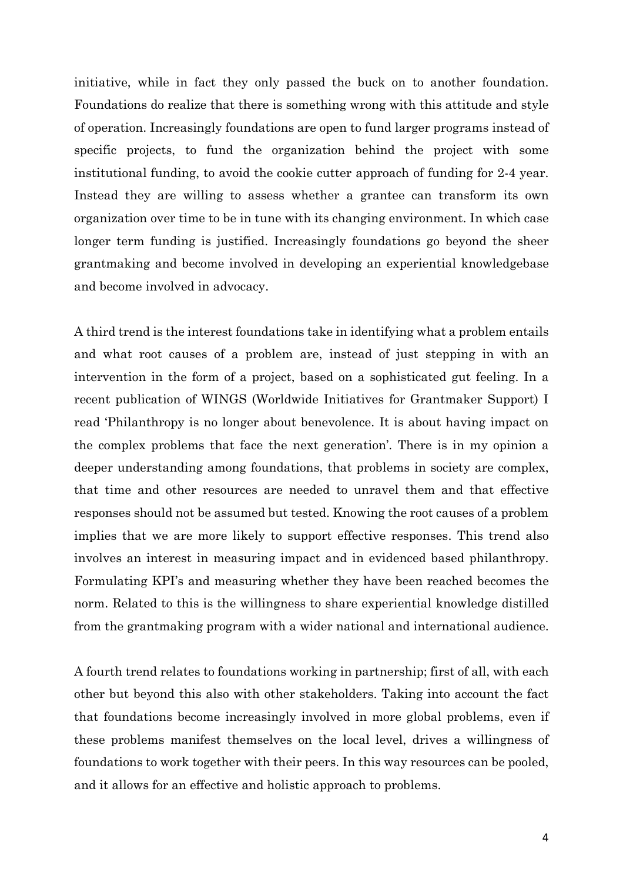initiative, while in fact they only passed the buck on to another foundation. Foundations do realize that there is something wrong with this attitude and style of operation. Increasingly foundations are open to fund larger programs instead of specific projects, to fund the organization behind the project with some institutional funding, to avoid the cookie cutter approach of funding for 2-4 year. Instead they are willing to assess whether a grantee can transform its own organization over time to be in tune with its changing environment. In which case longer term funding is justified. Increasingly foundations go beyond the sheer grantmaking and become involved in developing an experiential knowledgebase and become involved in advocacy.

A third trend is the interest foundations take in identifying what a problem entails and what root causes of a problem are, instead of just stepping in with an intervention in the form of a project, based on a sophisticated gut feeling. In a recent publication of WINGS (Worldwide Initiatives for Grantmaker Support) I read 'Philanthropy is no longer about benevolence. It is about having impact on the complex problems that face the next generation'. There is in my opinion a deeper understanding among foundations, that problems in society are complex, that time and other resources are needed to unravel them and that effective responses should not be assumed but tested. Knowing the root causes of a problem implies that we are more likely to support effective responses. This trend also involves an interest in measuring impact and in evidenced based philanthropy. Formulating KPI's and measuring whether they have been reached becomes the norm. Related to this is the willingness to share experiential knowledge distilled from the grantmaking program with a wider national and international audience.

A fourth trend relates to foundations working in partnership; first of all, with each other but beyond this also with other stakeholders. Taking into account the fact that foundations become increasingly involved in more global problems, even if these problems manifest themselves on the local level, drives a willingness of foundations to work together with their peers. In this way resources can be pooled, and it allows for an effective and holistic approach to problems.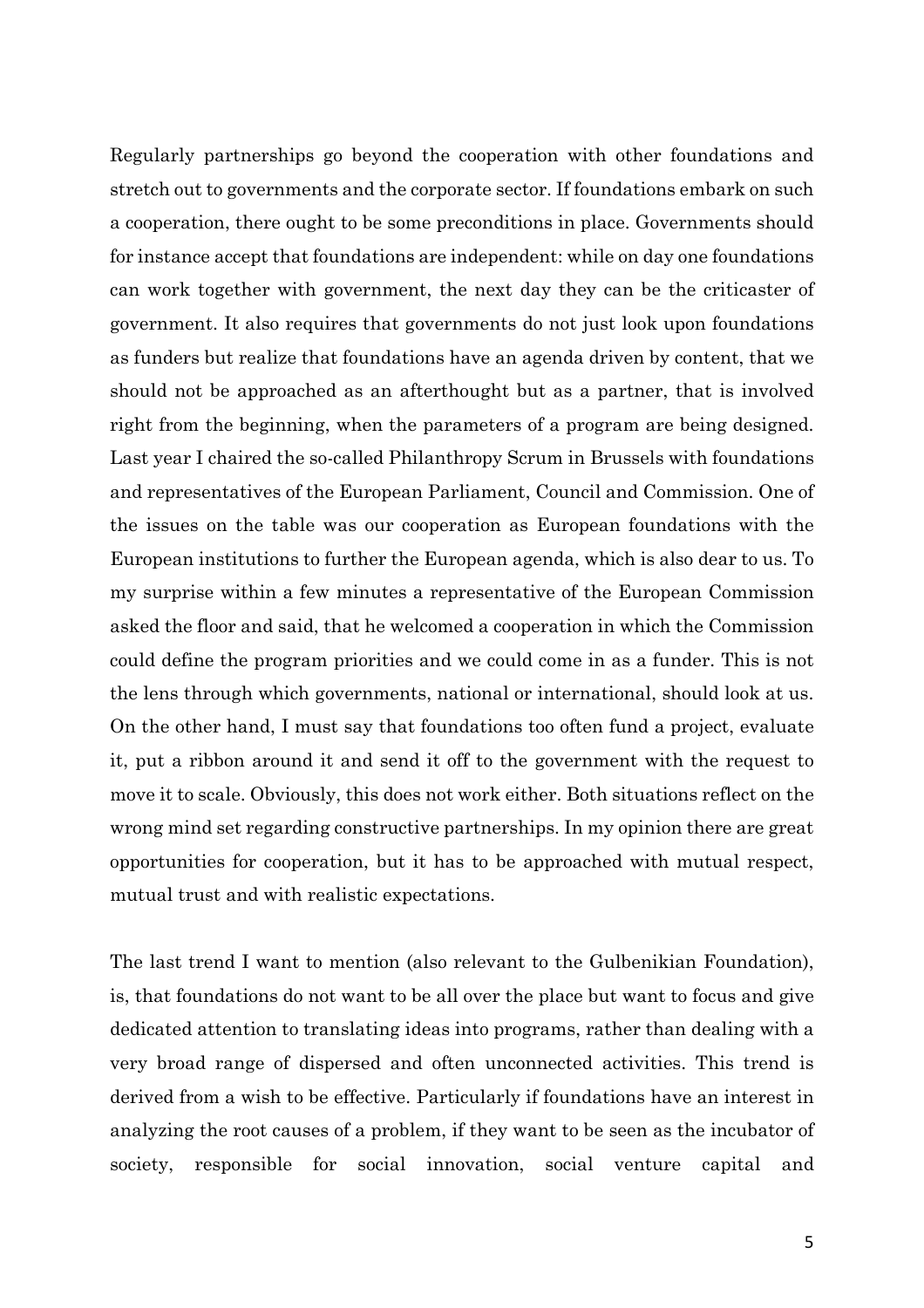Regularly partnerships go beyond the cooperation with other foundations and stretch out to governments and the corporate sector. If foundations embark on such a cooperation, there ought to be some preconditions in place. Governments should for instance accept that foundations are independent: while on day one foundations can work together with government, the next day they can be the criticaster of government. It also requires that governments do not just look upon foundations as funders but realize that foundations have an agenda driven by content, that we should not be approached as an afterthought but as a partner, that is involved right from the beginning, when the parameters of a program are being designed. Last year I chaired the so-called Philanthropy Scrum in Brussels with foundations and representatives of the European Parliament, Council and Commission. One of the issues on the table was our cooperation as European foundations with the European institutions to further the European agenda, which is also dear to us. To my surprise within a few minutes a representative of the European Commission asked the floor and said, that he welcomed a cooperation in which the Commission could define the program priorities and we could come in as a funder. This is not the lens through which governments, national or international, should look at us. On the other hand, I must say that foundations too often fund a project, evaluate it, put a ribbon around it and send it off to the government with the request to move it to scale. Obviously, this does not work either. Both situations reflect on the wrong mind set regarding constructive partnerships. In my opinion there are great opportunities for cooperation, but it has to be approached with mutual respect, mutual trust and with realistic expectations.

The last trend I want to mention (also relevant to the Gulbenikian Foundation), is, that foundations do not want to be all over the place but want to focus and give dedicated attention to translating ideas into programs, rather than dealing with a very broad range of dispersed and often unconnected activities. This trend is derived from a wish to be effective. Particularly if foundations have an interest in analyzing the root causes of a problem, if they want to be seen as the incubator of society, responsible for social innovation, social venture capital and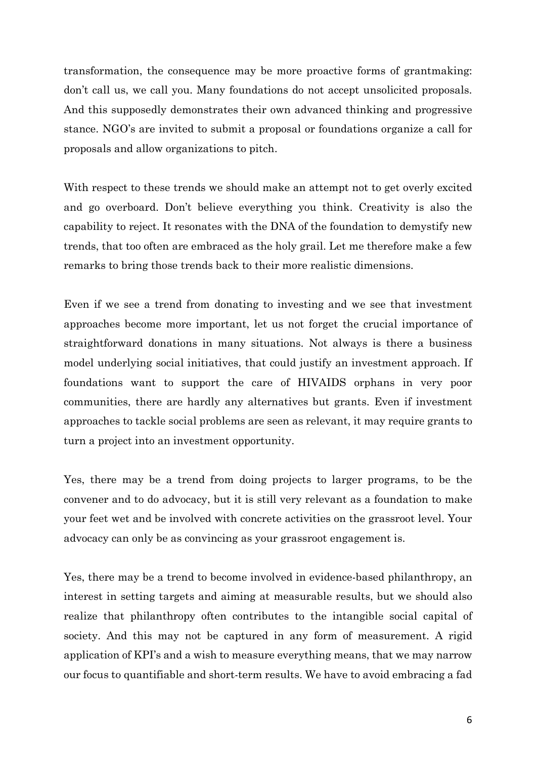transformation, the consequence may be more proactive forms of grantmaking: don't call us, we call you. Many foundations do not accept unsolicited proposals. And this supposedly demonstrates their own advanced thinking and progressive stance. NGO's are invited to submit a proposal or foundations organize a call for proposals and allow organizations to pitch.

With respect to these trends we should make an attempt not to get overly excited and go overboard. Don't believe everything you think. Creativity is also the capability to reject. It resonates with the DNA of the foundation to demystify new trends, that too often are embraced as the holy grail. Let me therefore make a few remarks to bring those trends back to their more realistic dimensions.

Even if we see a trend from donating to investing and we see that investment approaches become more important, let us not forget the crucial importance of straightforward donations in many situations. Not always is there a business model underlying social initiatives, that could justify an investment approach. If foundations want to support the care of HIVAIDS orphans in very poor communities, there are hardly any alternatives but grants. Even if investment approaches to tackle social problems are seen as relevant, it may require grants to turn a project into an investment opportunity.

Yes, there may be a trend from doing projects to larger programs, to be the convener and to do advocacy, but it is still very relevant as a foundation to make your feet wet and be involved with concrete activities on the grassroot level. Your advocacy can only be as convincing as your grassroot engagement is.

Yes, there may be a trend to become involved in evidence-based philanthropy, an interest in setting targets and aiming at measurable results, but we should also realize that philanthropy often contributes to the intangible social capital of society. And this may not be captured in any form of measurement. A rigid application of KPI's and a wish to measure everything means, that we may narrow our focus to quantifiable and short-term results. We have to avoid embracing a fad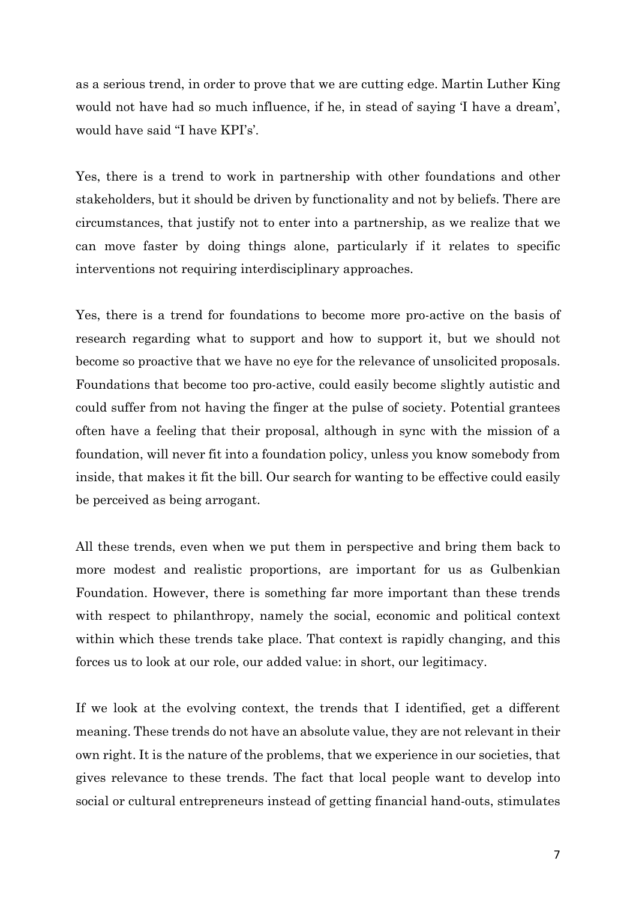as a serious trend, in order to prove that we are cutting edge. Martin Luther King would not have had so much influence, if he, in stead of saying 'I have a dream', would have said "I have KPI's'.

Yes, there is a trend to work in partnership with other foundations and other stakeholders, but it should be driven by functionality and not by beliefs. There are circumstances, that justify not to enter into a partnership, as we realize that we can move faster by doing things alone, particularly if it relates to specific interventions not requiring interdisciplinary approaches.

Yes, there is a trend for foundations to become more pro-active on the basis of research regarding what to support and how to support it, but we should not become so proactive that we have no eye for the relevance of unsolicited proposals. Foundations that become too pro-active, could easily become slightly autistic and could suffer from not having the finger at the pulse of society. Potential grantees often have a feeling that their proposal, although in sync with the mission of a foundation, will never fit into a foundation policy, unless you know somebody from inside, that makes it fit the bill. Our search for wanting to be effective could easily be perceived as being arrogant.

All these trends, even when we put them in perspective and bring them back to more modest and realistic proportions, are important for us as Gulbenkian Foundation. However, there is something far more important than these trends with respect to philanthropy, namely the social, economic and political context within which these trends take place. That context is rapidly changing, and this forces us to look at our role, our added value: in short, our legitimacy.

If we look at the evolving context, the trends that I identified, get a different meaning. These trends do not have an absolute value, they are not relevant in their own right. It is the nature of the problems, that we experience in our societies, that gives relevance to these trends. The fact that local people want to develop into social or cultural entrepreneurs instead of getting financial hand-outs, stimulates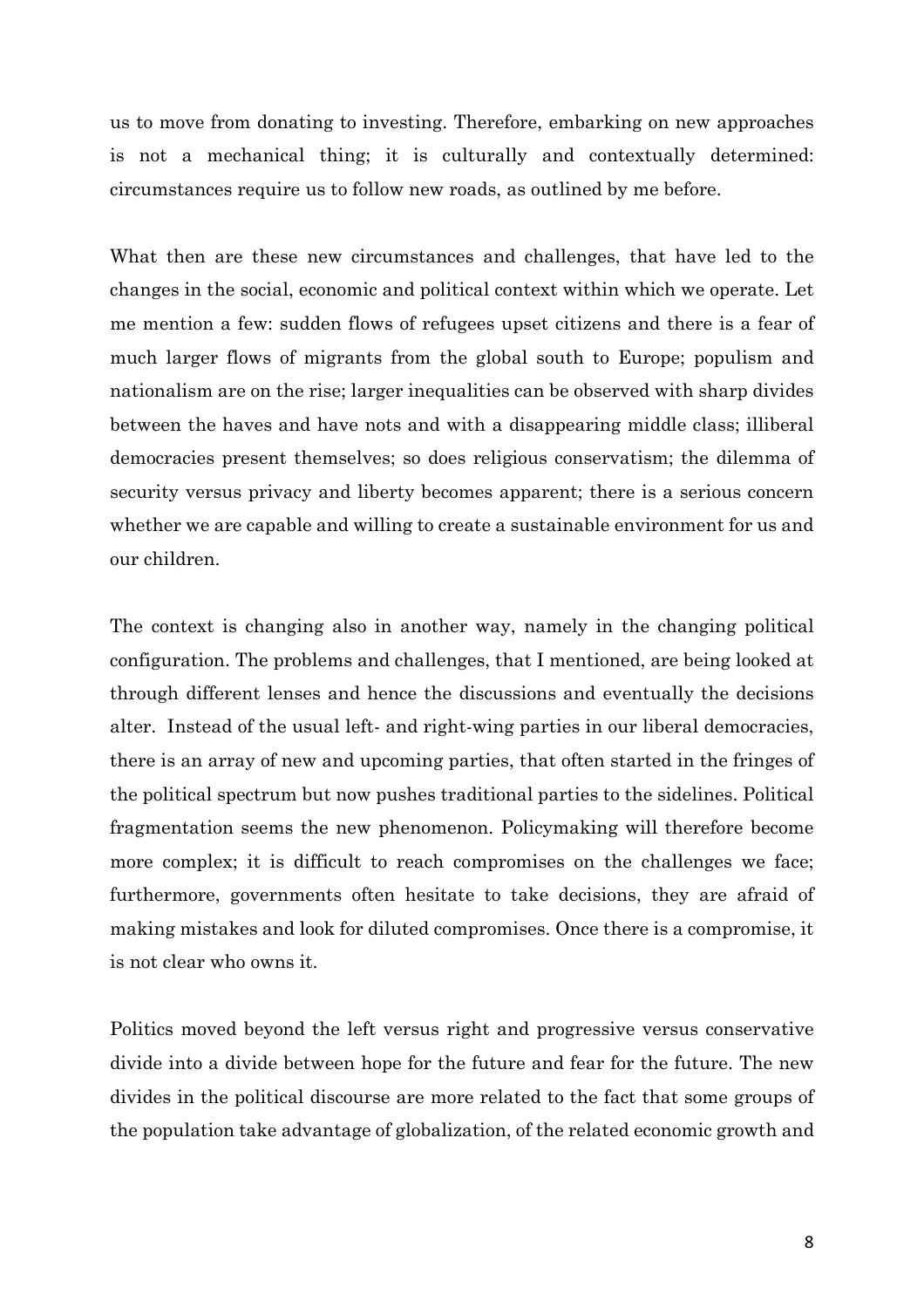us to move from donating to investing. Therefore, embarking on new approaches is not a mechanical thing; it is culturally and contextually determined: circumstances require us to follow new roads, as outlined by me before.

What then are these new circumstances and challenges, that have led to the changes in the social, economic and political context within which we operate. Let me mention a few: sudden flows of refugees upset citizens and there is a fear of much larger flows of migrants from the global south to Europe; populism and nationalism are on the rise; larger inequalities can be observed with sharp divides between the haves and have nots and with a disappearing middle class; illiberal democracies present themselves; so does religious conservatism; the dilemma of security versus privacy and liberty becomes apparent; there is a serious concern whether we are capable and willing to create a sustainable environment for us and our children.

The context is changing also in another way, namely in the changing political configuration. The problems and challenges, that I mentioned, are being looked at through different lenses and hence the discussions and eventually the decisions alter. Instead of the usual left- and right-wing parties in our liberal democracies, there is an array of new and upcoming parties, that often started in the fringes of the political spectrum but now pushes traditional parties to the sidelines. Political fragmentation seems the new phenomenon. Policymaking will therefore become more complex; it is difficult to reach compromises on the challenges we face; furthermore, governments often hesitate to take decisions, they are afraid of making mistakes and look for diluted compromises. Once there is a compromise, it is not clear who owns it.

Politics moved beyond the left versus right and progressive versus conservative divide into a divide between hope for the future and fear for the future. The new divides in the political discourse are more related to the fact that some groups of the population take advantage of globalization, of the related economic growth and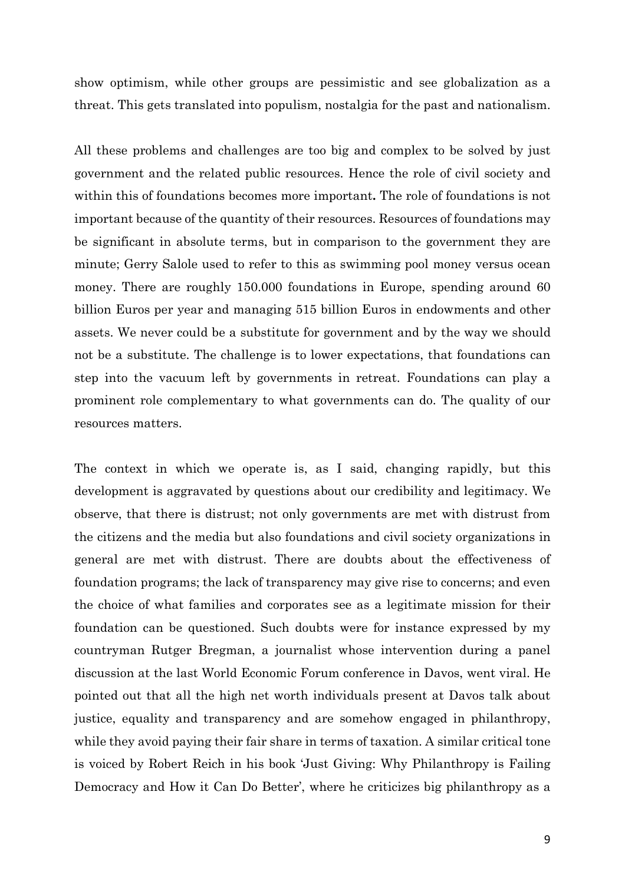show optimism, while other groups are pessimistic and see globalization as a threat. This gets translated into populism, nostalgia for the past and nationalism.

All these problems and challenges are too big and complex to be solved by just government and the related public resources. Hence the role of civil society and within this of foundations becomes more important**.** The role of foundations is not important because of the quantity of their resources. Resources of foundations may be significant in absolute terms, but in comparison to the government they are minute; Gerry Salole used to refer to this as swimming pool money versus ocean money. There are roughly 150.000 foundations in Europe, spending around 60 billion Euros per year and managing 515 billion Euros in endowments and other assets. We never could be a substitute for government and by the way we should not be a substitute. The challenge is to lower expectations, that foundations can step into the vacuum left by governments in retreat. Foundations can play a prominent role complementary to what governments can do. The quality of our resources matters.

The context in which we operate is, as I said, changing rapidly, but this development is aggravated by questions about our credibility and legitimacy. We observe, that there is distrust; not only governments are met with distrust from the citizens and the media but also foundations and civil society organizations in general are met with distrust. There are doubts about the effectiveness of foundation programs; the lack of transparency may give rise to concerns; and even the choice of what families and corporates see as a legitimate mission for their foundation can be questioned. Such doubts were for instance expressed by my countryman Rutger Bregman, a journalist whose intervention during a panel discussion at the last World Economic Forum conference in Davos, went viral. He pointed out that all the high net worth individuals present at Davos talk about justice, equality and transparency and are somehow engaged in philanthropy, while they avoid paying their fair share in terms of taxation. A similar critical tone is voiced by Robert Reich in his book 'Just Giving: Why Philanthropy is Failing Democracy and How it Can Do Better', where he criticizes big philanthropy as a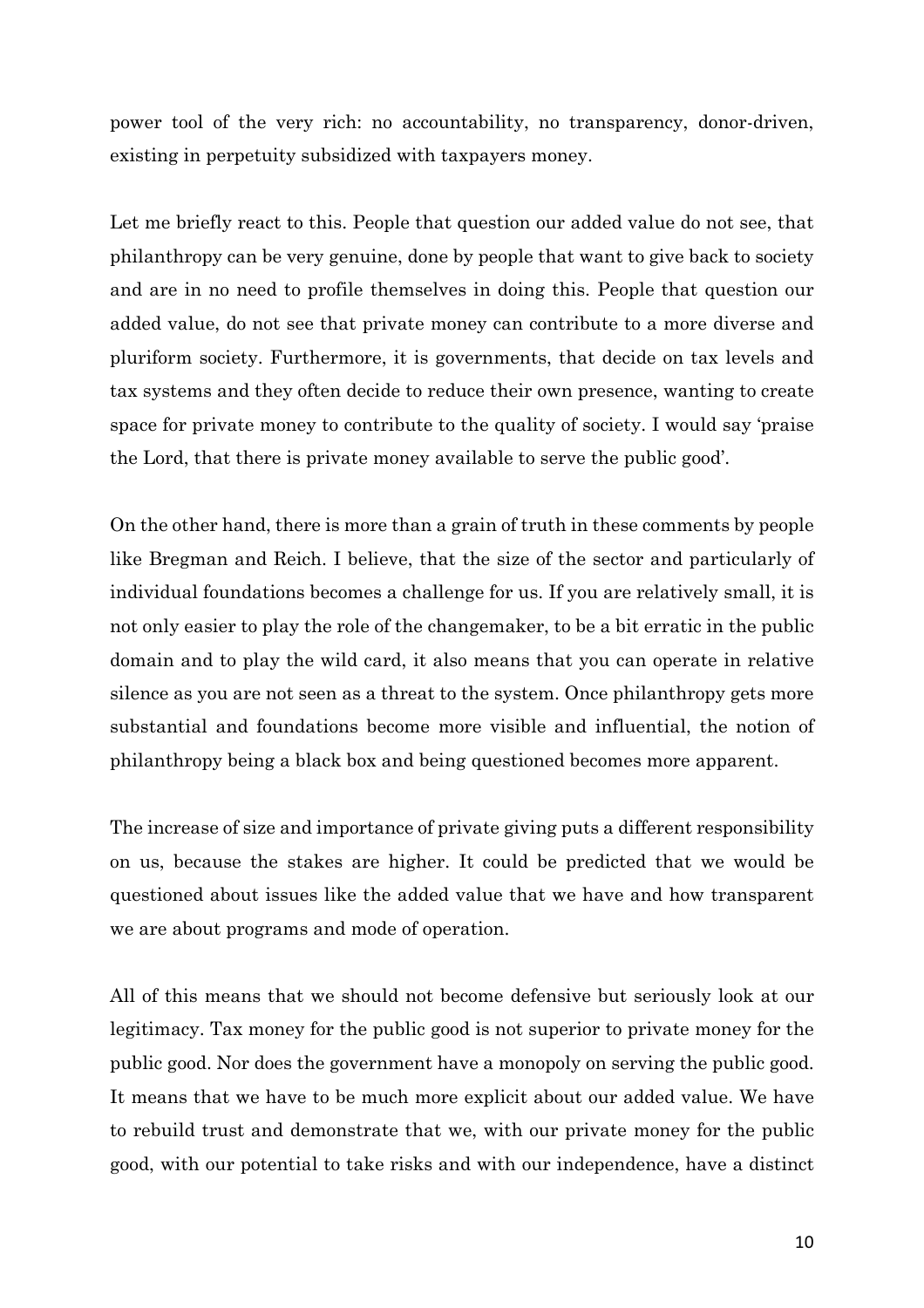power tool of the very rich: no accountability, no transparency, donor-driven, existing in perpetuity subsidized with taxpayers money.

Let me briefly react to this. People that question our added value do not see, that philanthropy can be very genuine, done by people that want to give back to society and are in no need to profile themselves in doing this. People that question our added value, do not see that private money can contribute to a more diverse and pluriform society. Furthermore, it is governments, that decide on tax levels and tax systems and they often decide to reduce their own presence, wanting to create space for private money to contribute to the quality of society. I would say 'praise the Lord, that there is private money available to serve the public good'.

On the other hand, there is more than a grain of truth in these comments by people like Bregman and Reich. I believe, that the size of the sector and particularly of individual foundations becomes a challenge for us. If you are relatively small, it is not only easier to play the role of the changemaker, to be a bit erratic in the public domain and to play the wild card, it also means that you can operate in relative silence as you are not seen as a threat to the system. Once philanthropy gets more substantial and foundations become more visible and influential, the notion of philanthropy being a black box and being questioned becomes more apparent.

The increase of size and importance of private giving puts a different responsibility on us, because the stakes are higher. It could be predicted that we would be questioned about issues like the added value that we have and how transparent we are about programs and mode of operation.

All of this means that we should not become defensive but seriously look at our legitimacy. Tax money for the public good is not superior to private money for the public good. Nor does the government have a monopoly on serving the public good. It means that we have to be much more explicit about our added value. We have to rebuild trust and demonstrate that we, with our private money for the public good, with our potential to take risks and with our independence, have a distinct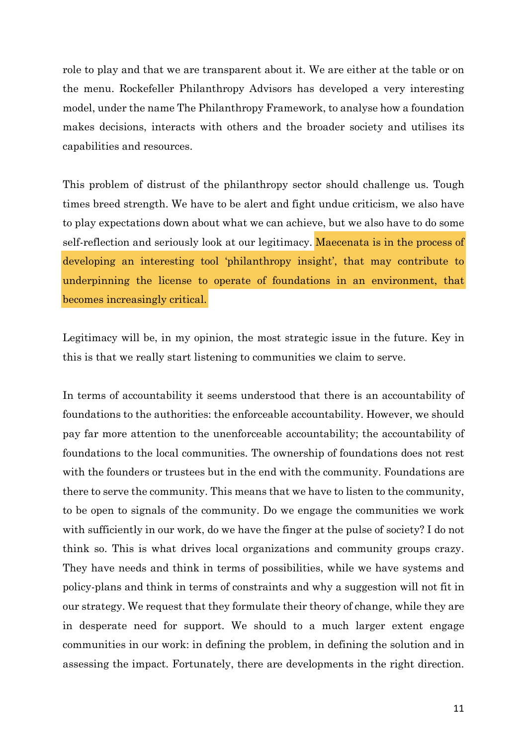role to play and that we are transparent about it. We are either at the table or on the menu. Rockefeller Philanthropy Advisors has developed a very interesting model, under the name The Philanthropy Framework, to analyse how a foundation makes decisions, interacts with others and the broader society and utilises its capabilities and resources.

This problem of distrust of the philanthropy sector should challenge us. Tough times breed strength. We have to be alert and fight undue criticism, we also have to play expectations down about what we can achieve, but we also have to do some self-reflection and seriously look at our legitimacy. Maecenata is in the process of developing an interesting tool 'philanthropy insight', that may contribute to underpinning the license to operate of foundations in an environment, that becomes increasingly critical.

Legitimacy will be, in my opinion, the most strategic issue in the future. Key in this is that we really start listening to communities we claim to serve.

In terms of accountability it seems understood that there is an accountability of foundations to the authorities: the enforceable accountability. However, we should pay far more attention to the unenforceable accountability; the accountability of foundations to the local communities. The ownership of foundations does not rest with the founders or trustees but in the end with the community. Foundations are there to serve the community. This means that we have to listen to the community, to be open to signals of the community. Do we engage the communities we work with sufficiently in our work, do we have the finger at the pulse of society? I do not think so. This is what drives local organizations and community groups crazy. They have needs and think in terms of possibilities, while we have systems and policy-plans and think in terms of constraints and why a suggestion will not fit in our strategy. We request that they formulate their theory of change, while they are in desperate need for support. We should to a much larger extent engage communities in our work: in defining the problem, in defining the solution and in assessing the impact. Fortunately, there are developments in the right direction.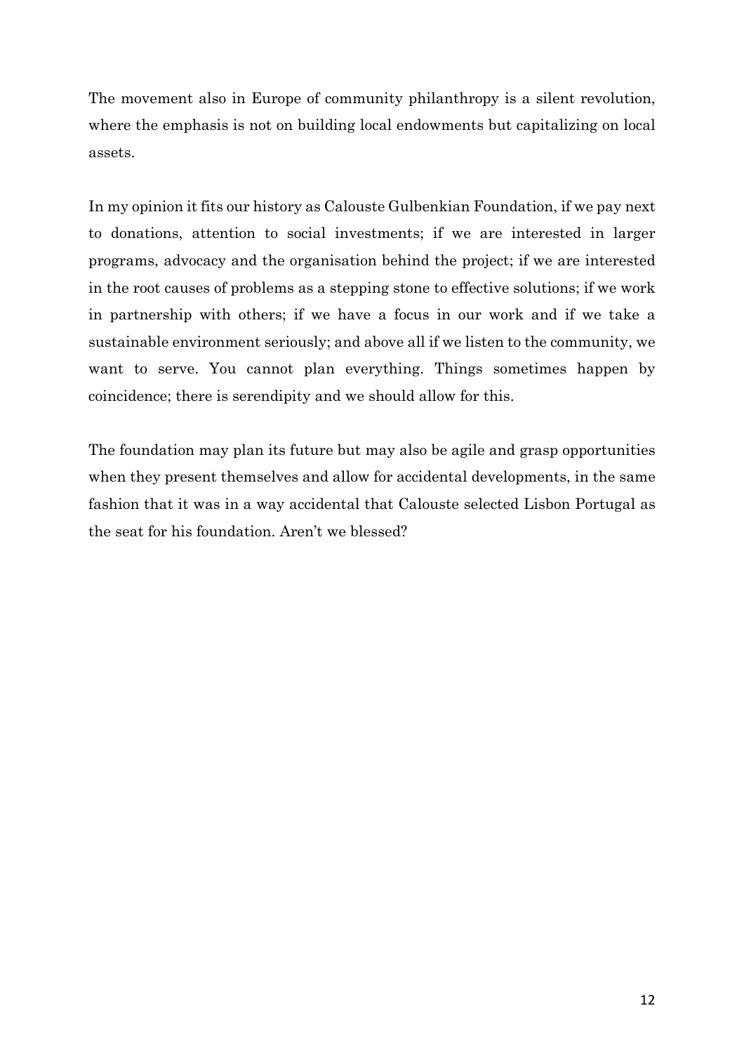The movement also in Europe of community philanthropy is a silent revolution, where the emphasis is not on building local endowments but capitalizing on local assets.

In my opinion it fits our history as Calouste Gulbenkian Foundation, if we pay next to donations, attention to social investments; if we are interested in larger programs, advocacy and the organisation behind the project; if we are interested in the root causes of problems as a stepping stone to effective solutions; if we work in partnership with others; if we have a focus in our work and if we take a sustainable environment seriously; and above all if we listen to the community, we want to serve. You cannot plan everything. Things sometimes happen by coincidence; there is serendipity and we should allow for this.

The foundation may plan its future but may also be agile and grasp opportunities when they present themselves and allow for accidental developments, in the same fashion that it was in a way accidental that Calouste selected Lisbon Portugal as the seat for his foundation. Aren't we blessed?